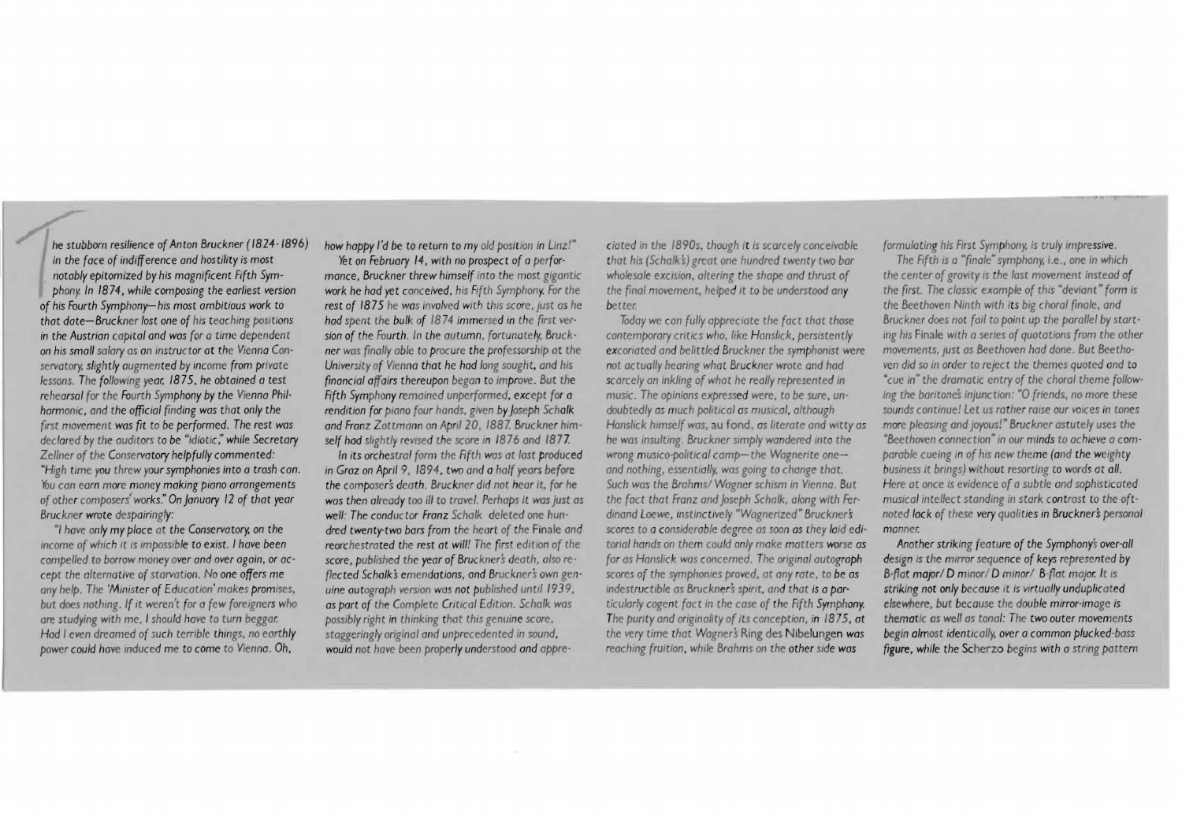The stubborn resilience of Anton Bruckner (1824-1896) in the face of indifference and hostility is most notably epitomized by his magnificent Fifth Symphony. In 1874, while composing the earliest version of his Fourth Symphony—his most ambitious work to that date—Bruckner lost one of his teaching positions in the Austrian capital and was for a time dependent on his small salary as an instructor at the Vienna Conservatory, slightly augmented by income from private lessons. The following year, 1875, he obtained a test rehearsal for the Fourth Symphony by the Vienna Philharmonic, and the official finding was that only the first movement was fit to be performed. The rest was declared by the auditors to be "idiotic," while Secretary Zellner of the Conservatory helpfully commented: "High time you threw your symphonies into a trash can. You can earn more money making piano arrangements of other composers' works." On January 12 of that year Bruckner wrote despairingly:

"I have only my place at the Conservatory, on the income of which it is impossible to exist. I have been compelled to borrow money over and over again, or accept the alternative of starvation. No one offers me any help. The 'Minister of Education' makes promises, but does nothing. If it weren't for a few foreigners who are studying with me, I should have to turn beggar. Had I even dreamed of such terrible things, no earthly power could have induced me to come to Vienna. Oh, how happy I'd be to return to my old position in Linz!"

Yet on February 14, with no prospect of a performance, Bruckner threw himself into the most gigantic work he had yet conceived, his Fifth Symphony. For the rest of 1875 he was involved with this score, just as he had spent the bulk of 1874 immersed in the first version of the Fourth. In the autumn, fortunately, Bruckner was finally able to procure the professorship at the University of Vienna that he had long sought, and his financial affairs thereupon began to improve. But the Fifth Symphony remained unperformed, except for a rendition for piano four hands, given by Joseph Schalk and Franz Zottmann on April 20, 1887. Bruckner himself had slightly revised the score in 1876 and 1877.

In its orchestral form the Fifth was at last produced in Graz on April 9, 1894, two and a half years before the composer's death. Bruckner did not hear it, for he was then already too ill to travel. Perhaps it was just as well: The conductor Franz Schalk deleted one hundred twenty-two bars from the heart of the Finale and reorchestrated the rest at will! The first edition of the score, published the year of Bruckner's death, also reflected Schalk's emendations, and Bruckner's own genuine autograph version was not published until 1939, as part of the Complete Critical Edition. Schalk was possibly right in thinking that this genuine score, staggeringly original and unprecedented in sound, would not have been properly understood and appreciated in the 1890s, though it is scarcely conceivable that his (Schalk's) great one hundred twenty two bar wholesale excision, altering the shape and thrust of the final movement, helped it to be understood any better.

Today we can fully appreciate the fact that those contemporary critics who, like Hanslick, persistently excoriated and belittled Bruckner the symphonist were not actually hearing what Bruckner wrote and had scarcely an inkling of what he really represented in music. The opinions expressed were, to be sure, undoubtedly as much political as musical, although Hanslick himself was, au fond, as literate and witty as he was insulting. Bruckner simply wandered into the wrong musico-political camp—the Wagnerite one—and nothing, essentially, was going to change that. Such was the Brahms/Wagner schism in Vienna. But the fact that Franz and Joseph Schalk, along with Ferdinand Loewe, instinctively "Wagnerized" Bruckner's scores to a considerable degree as soon as they laid editorial hands on them could only make matters worse as far as Hanslick was concerned. The original autograph scores of the symphonies proved, at any rate, to be as indestructible as Bruckner's spirit, and that is a particularly cogent fact in the case of the Fifth Symphony. The purity and originality of its conception, in 1875, at the very time that Wagner's Ring des Nibelungen was reaching fruition, while Brahms on the other side was formulating his First Symphony, is truly impressive.

The Fifth is a "finale" symphony, i.e., one in which the center of gravity is the last movement instead of the first. The classic example of this "deviant" form is the Beethoven Ninth with its big choral finale, and Bruckner does not fail to point up the parallel by starting his Finale with a series of quotations from the other movements, just as Beethoven had done. But Beethoven did so in order to reject the themes quoted and to "cue in" the dramatic entry of the choral theme following the baritone's injunction: "O friends, no more these sounds continue! Let us rather raise our voices in tones more pleasing and joyous!" Bruckner astutely uses the "Beethoven connection" in our minds to achieve a comparable cueing in of his new theme (and the weighty business it brings) without resorting to words at all. Here at once is evidence of a subtle and sophisticated musical intellect standing in stark contrast to the oft-noted lack of these very qualities in Bruckner's personal manner.

Another striking feature of the Symphony's over-all design is the mirror sequence of keys represented by B-flat major/ D minor/ D minor/ B-flat major. It is striking not only because it is virtually unduplicated elsewhere, but because the double mirror-image is thematic as well as tonal: The two outer movements begin almost identically, over a common plucked-bass figure, while the Scherzo begins with a string pattern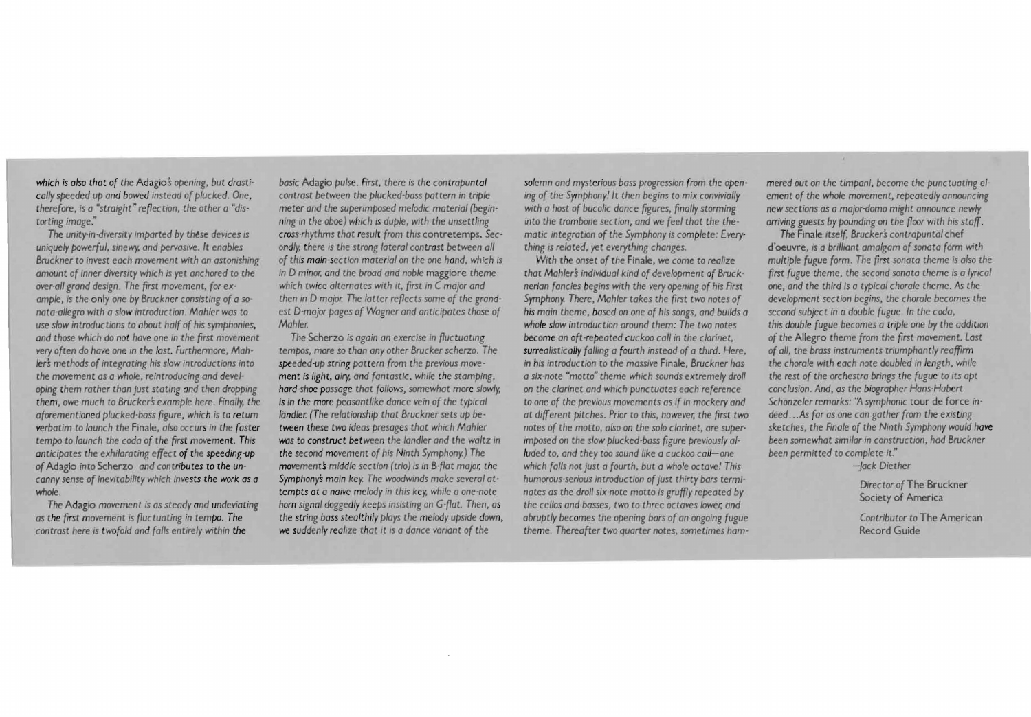*which is also that of the* Adagio's *opening, but drastically speeded up and bowed instead of plucked. One, therefore, is a "straight" reflection, the other a "distorting image."*

*The unity-in-diversity imparted by these devices is uniquely powerful, sinewy, and pervasive. It enables Bruckner to invest each movement with an astonishing amount of inner diversity which is yet anchored to the over-all grand design. The first movement, for example, is the only one by Bruckner consisting of a sonata-allegro with a slow introduction. Mahler was to use slow introductions to about half of his symphonies, and those which do not have one in the first movement very often do have one in the last. Furthermore, Mahler's methods of integrating his slow introductions into the movement as a whole, reintroducing and developing them rather than just stating and then dropping them, owe much to Brucker's example here. Finally, the aforementioned plucked-bass figure, which is to return verbatim to launch the Finale, also occurs in the faster tempo to launch the coda of the first movement. This anticipates the exhilarating effect of the speeding-up of* Adagio *into* Scherzo *and contributes to the uncanny sense of inevitability which invests the work as a whole.*

*The* Adagio *movement is as steady and undeviating as the first movement is fluctuating in tempo. The contrast here is twofold and falls entirely within the basic* Adagio *pulse. First, there is the contrapuntal contrast between the plucked-bass pattern in triple meter and the superimposed melodic material (beginning in the oboe) which is duple, with the unsettling cross-rhythms that result from this* contretemps. *Secondly, there is the strong lateral contrast between all of this main-section material on the one hand, which is in D minor, and the broad and noble* maggiore *theme which twice alternates with it, first in C major and then in D major. The latter reflects some of the grandest D-major pages of Wagner and anticipates those of Mahler.*

*The* Scherzo *is again an exercise in fluctuating tempos, more so than any other Brucker scherzo. The speeded-up string pattern from the previous movement is light, airy, and fantastic, while the stamping, hard-shoe passage that follows, somewhat more slowly, is in the more peasantlike dance vein of the typical ländler. (The relationship that Bruckner sets up between these two ideas presages that which Mahler was to construct between the ländler and the waltz in the second movement of his Ninth Symphony.) The movement's middle section (trio) is in B-flat major, the Symphony's main key. The woodwinds make several attempts at a naive melody in this key, while a one-note horn signal doggedly keeps insisting on G-flat. Then, as the string bass stealthily plays the melody upside down, we suddenly realize that it is a dance variant of the solemn and mysterious bass progression from the opening of the Symphony! It then begins to mix convivially with a host of bucolic dance figures, finally storming into the trombone section, and we feel that the thematic integration of the Symphony is complete: Everything is related, yet everything changes.*

*With the onset of the* Finale, *we come to realize that Mahler's individual kind of development of Brucknerian fancies begins with the very opening of his First Symphony. There, Mahler takes the first two notes of his main theme, based on one of his songs, and builds a whole slow introduction around them: The two notes become an oft-repeated cuckoo call in the clarinet, surrealistically falling a fourth instead of a third. Here, in his introduction to the massive* Finale, *Bruckner has a six-note "motto" theme which sounds extremely droll on the clarinet and which punctuates each reference to one of the previous movements as if in mockery and at different pitches. Prior to this, however, the first two notes of the motto, also on the solo clarinet, are superimposed on the slow plucked-bass figure previously alluded to, and they too sound like a cuckoo call—one which falls not just a fourth, but a whole octave! This humorous-serious introduction of just thirty bars terminates as the droll six-note motto is gruffly repeated by the cellos and basses, two to three octaves lower, and abruptly becomes the opening bars of an ongoing fugue theme. Thereafter two quarter notes, sometimes hammered out on the timpani, become the punctuating element of the whole movement, repeatedly announcing new sections as a major-domo might announce newly arriving guests by pounding on the floor with his staff.*

*The* Finale *itself, Brucker's contrapuntal* chef d'oeuvre, *is a brilliant amalgam of sonata form with multiple fugue form. The first sonata theme is also the first fugue theme, the second sonata theme is a lyrical one, and the third is a typical chorale theme. As the development section begins, the chorale becomes the second subject in a double fugue. In the coda, this double fugue becomes a triple one by the addition of the* Allegro *theme from the first movement. Last of all, the brass instruments triumphantly reaffirm the chorale with each note doubled in length, while the rest of the orchestra brings the fugue to its apt conclusion. And, as the biographer Hans-Hubert Schönzeler remarks: "A symphonic* tour de force *indeed...As far as one can gather from the existing sketches, the Finale of the Ninth Symphony would have been somewhat similar in construction, had Bruckner been permitted to complete it."*

*—Jack Diether*

Director of The Bruckner Society of America

Contributor to The American Record Guide